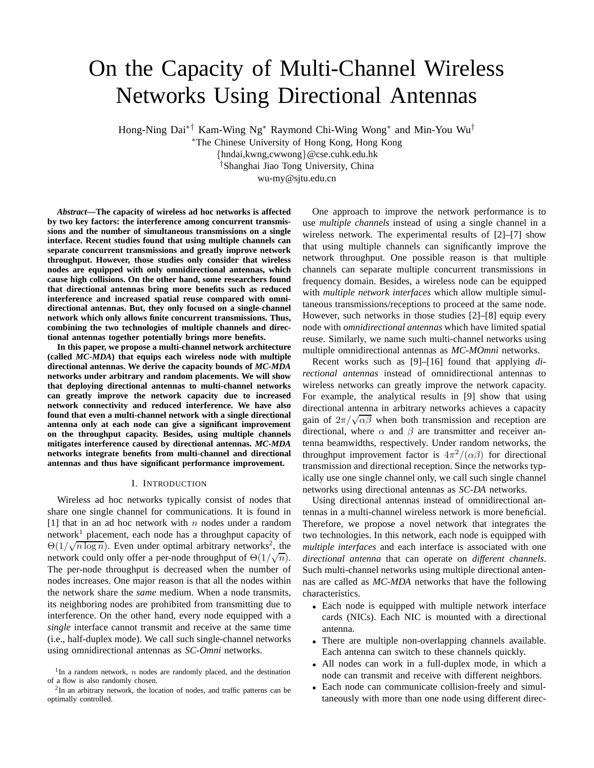# On the Capacity of Multi-Channel Wireless Networks Using Directional Antennas

Hong-Ning Dai*† Kam-Wing Ng* Raymond Chi-Wing Wong* and Min-You Wu†

*The Chinese University of Hong Kong, Hong Kong

{hndai,kwng,cwwong}@cse.cuhk.edu.hk

†Shanghai Jiao Tong University, China

wu-my@sjtu.edu.cn

***Abstract*—The capacity of wireless ad hoc networks is affected by two key factors: the interference among concurrent transmissions and the number of simultaneous transmissions on a single interface. Recent studies found that using multiple channels can separate concurrent transmissions and greatly improve network throughput. However, those studies only consider that wireless nodes are equipped with only omnidirectional antennas, which cause high collisions. On the other hand, some researchers found that directional antennas bring more benefits such as reduced interference and increased spatial reuse compared with omnidirectional antennas. But, they only focused on a single-channel network which only allows finite concurrent transmissions. Thus, combining the two technologies of multiple channels and directional antennas together potentially brings more benefits.**

**In this paper, we propose a multi-channel network architecture (called *MC-MDA*) that equips each wireless node with multiple directional antennas. We derive the capacity bounds of *MC-MDA* networks under arbitrary and random placements. We will show that deploying directional antennas to multi-channel networks can greatly improve the network capacity due to increased network connectivity and reduced interference. We have also found that even a multi-channel network with a single directional antenna only at each node can give a significant improvement on the throughput capacity. Besides, using multiple channels mitigates interference caused by directional antennas. *MC-MDA* networks integrate benefits from multi-channel and directional antennas and thus have significant performance improvement.**

## I. Introduction

Wireless ad hoc networks typically consist of nodes that share one single channel for communications. It is found in [1] that in an ad hoc network with $n$ nodes under a random network[1] placement, each node has a throughput capacity of $\Theta(1/\sqrt{n \log n})$. Even under optimal arbitrary networks[2], the network could only offer a per-node throughput of $\Theta(1/\sqrt{n})$. The per-node throughput is decreased when the number of nodes increases. One major reason is that all the nodes within the network share the *same* medium. When a node transmits, its neighboring nodes are prohibited from transmitting due to interference. On the other hand, every node equipped with a *single* interface cannot transmit and receive at the same time (i.e., half-duplex mode). We call such single-channel networks using omnidirectional antennas as *SC-Omni* networks.

One approach to improve the network performance is to use *multiple channels* instead of using a single channel in a wireless network. The experimental results of [2]–[7] show that using multiple channels can significantly improve the network throughput. One possible reason is that multiple channels can separate multiple concurrent transmissions in frequency domain. Besides, a wireless node can be equipped with *multiple network interfaces* which allow multiple simultaneous transmissions/receptions to proceed at the same node. However, such networks in those studies [2]–[8] equip every node with *omnidirectional antennas* which have limited spatial reuse. Similarly, we name such multi-channel networks using multiple omnidirectional antennas as *MC-MOmni* networks.

Recent works such as [9]–[16] found that applying *directional antennas* instead of omnidirectional antennas to wireless networks can greatly improve the network capacity. For example, the analytical results in [9] show that using directional antenna in arbitrary networks achieves a capacity gain of $2\pi/\sqrt{\alpha\beta}$ when both transmission and reception are directional, where $\alpha$ and $\beta$ are transmitter and receiver antenna beamwidths, respectively. Under random networks, the throughput improvement factor is $4\pi^2/(\alpha\beta)$ for directional transmission and directional reception. Since the networks typically use one single channel only, we call such single channel networks using directional antennas as *SC-DA* networks.

Using directional antennas instead of omnidirectional antennas in a multi-channel wireless network is more beneficial. Therefore, we propose a novel network that integrates the two technologies. In this network, each node is equipped with *multiple interfaces* and each interface is associated with one *directional antenna* that can operate on *different channels*. Such multi-channel networks using multiple directional antennas are called as *MC-MDA* networks that have the following characteristics.

- Each node is equipped with multiple network interface cards (NICs). Each NIC is mounted with a directional antenna.
- There are multiple non-overlapping channels available. Each antenna can switch to these channels quickly.
- All nodes can work in a full-duplex mode, in which a node can transmit and receive with different neighbors.
- Each node can communicate collision-freely and simultaneously with more than one node using different direc-

[1] In a random network, $n$ nodes are randomly placed, and the destination of a flow is also randomly chosen.

[2] In an arbitrary network, the location of nodes, and traffic patterns can be optimally controlled.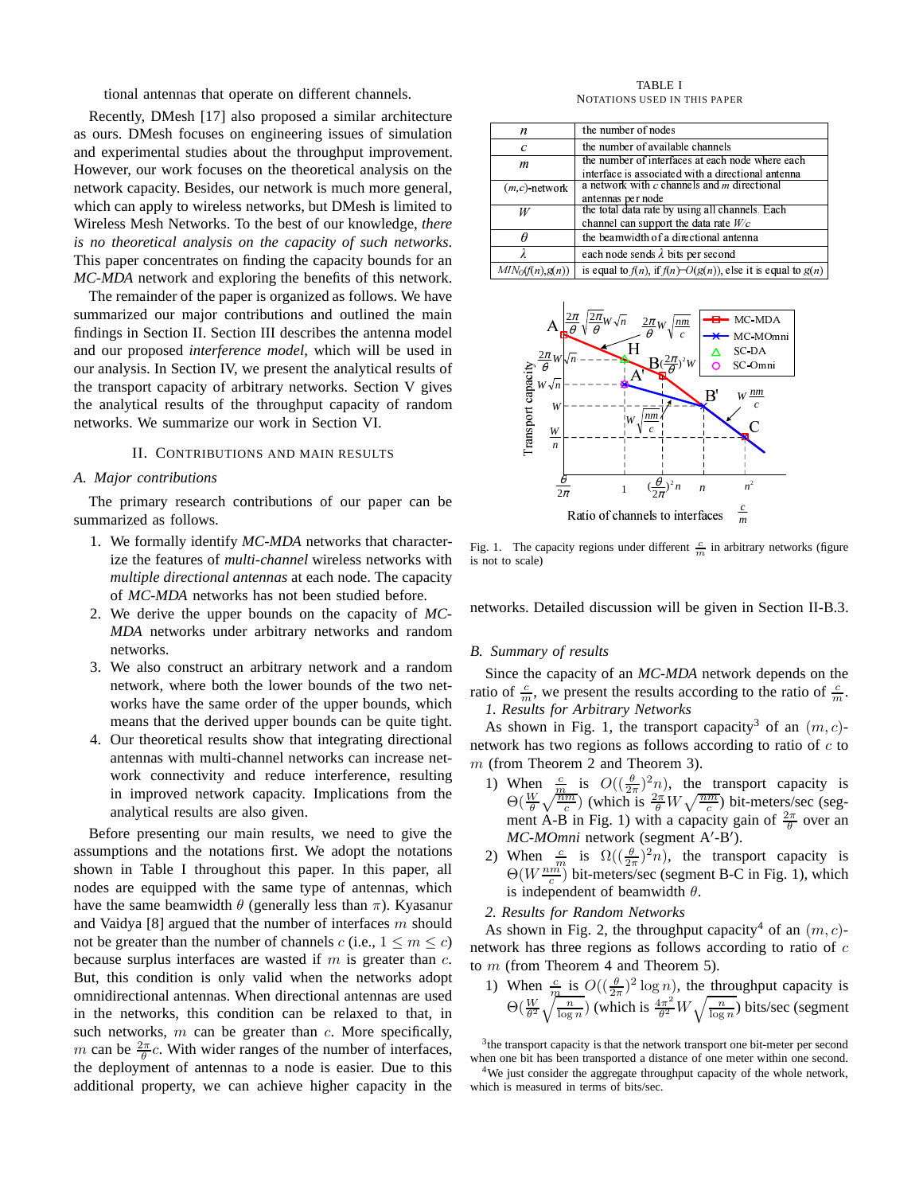tional antennas that operate on different channels.

Recently, DMesh [17] also proposed a similar architecture as ours. DMesh focuses on engineering issues of simulation and experimental studies about the throughput improvement. However, our work focuses on the theoretical analysis on the network capacity. Besides, our network is much more general, which can apply to wireless networks, but DMesh is limited to Wireless Mesh Networks. To the best of our knowledge, *there is no theoretical analysis on the capacity of such networks*. This paper concentrates on finding the capacity bounds for an *MC-MDA* network and exploring the benefits of this network.

The remainder of the paper is organized as follows. We have summarized our major contributions and outlined the main findings in Section II. Section III describes the antenna model and our proposed *interference model*, which will be used in our analysis. In Section IV, we present the analytical results of the transport capacity of arbitrary networks. Section V gives the analytical results of the throughput capacity of random networks. We summarize our work in Section VI.

## II. Contributions and Main Results

### A. Major contributions

The primary research contributions of our paper can be summarized as follows.

1. We formally identify *MC-MDA* networks that characterize the features of *multi-channel* wireless networks with *multiple directional antennas* at each node. The capacity of *MC-MDA* networks has not been studied before.
2. We derive the upper bounds on the capacity of *MC-MDA* networks under arbitrary networks and random networks.
3. We also construct an arbitrary network and a random network, where both the lower bounds of the two networks have the same order of the upper bounds, which means that the derived upper bounds can be quite tight.
4. Our theoretical results show that integrating directional antennas with multi-channel networks can increase network connectivity and reduce interference, resulting in improved network capacity. Implications from the analytical results are also given.

Before presenting our main results, we need to give the assumptions and the notations first. We adopt the notations shown in Table I throughout this paper. In this paper, all nodes are equipped with the same type of antennas, which have the same beamwidth $\theta$ (generally less than $\pi$). Kyasanur and Vaidya [8] argued that the number of interfaces $m$ should not be greater than the number of channels $c$ (i.e., $1 \leq m \leq c$) because surplus interfaces are wasted if $m$ is greater than $c$. But, this condition is only valid when the networks adopt omnidirectional antennas. When directional antennas are used in the networks, this condition can be relaxed to that, in such networks, $m$ can be greater than $c$. More specifically, $m$ can be $\frac{2\pi}{\theta}c$. With wider ranges of the number of interfaces, the deployment of antennas to a node is easier. Due to this additional property, we can achieve higher capacity in the

TABLE I
NOTATIONS USED IN THIS PAPER

| | |
|---|---|
| $n$ | the number of nodes |
| $c$ | the number of available channels |
| $m$ | the number of interfaces at each node where each interface is associated with a directional antenna |
| $(m,c)$-network | a network with $c$ channels and $m$ directional antennas per node |
| $W$ | the total data rate by using all channels. Each channel can support the data rate $W/c$ |
| $\theta$ | the beamwidth of a directional antenna |
| $\lambda$ | each node sends $\lambda$ bits per second |
| $MIN_O(f(n),g(n))$ | is equal to $f(n)$, if $f(n)=O(g(n))$, else it is equal to $g(n)$ |

Fig. 1. The capacity regions under different $\frac{c}{m}$ in arbitrary networks (figure is not to scale)

networks. Detailed discussion will be given in Section II-B.3.

### B. Summary of results

Since the capacity of an *MC-MDA* network depends on the ratio of $\frac{c}{m}$, we present the results according to the ratio of $\frac{c}{m}$.

*1. Results for Arbitrary Networks*

As shown in Fig. 1, the transport capacity[3] of an $(m,c)$-network has two regions as follows according to ratio of $c$ to $m$ (from Theorem 2 and Theorem 3).

1) When $\frac{c}{m}$ is $O((\frac{\theta}{2\pi})^2 n)$, the transport capacity is $\Theta(\frac{W}{\theta}\sqrt{\frac{nm}{c}})$ (which is $\frac{2\pi}{\theta}W\sqrt{\frac{nm}{c}}$) bit-meters/sec (segment A-B in Fig. 1) with a capacity gain of $\frac{2\pi}{\theta}$ over an *MC-MOmni* network (segment A′-B′).
2) When $\frac{c}{m}$ is $\Omega((\frac{\theta}{2\pi})^2 n)$, the transport capacity is $\Theta(W\frac{nm}{c})$ bit-meters/sec (segment B-C in Fig. 1), which is independent of beamwidth $\theta$.

*2. Results for Random Networks*

As shown in Fig. 2, the throughput capacity[4] of an $(m,c)$-network has three regions as follows according to ratio of $c$ to $m$ (from Theorem 4 and Theorem 5).

1) When $\frac{c}{m}$ is $O((\frac{\theta}{2\pi})^2 \log n)$, the throughput capacity is $\Theta(\frac{W}{\theta^2}\sqrt{\frac{n}{\log n}})$ (which is $\frac{4\pi^2}{\theta^2}W\sqrt{\frac{n}{\log n}}$) bits/sec (segment

[3] the transport capacity is that the network transport one bit-meter per second when one bit has been transported a distance of one meter within one second.

[4] We just consider the aggregate throughput capacity of the whole network, which is measured in terms of bits/sec.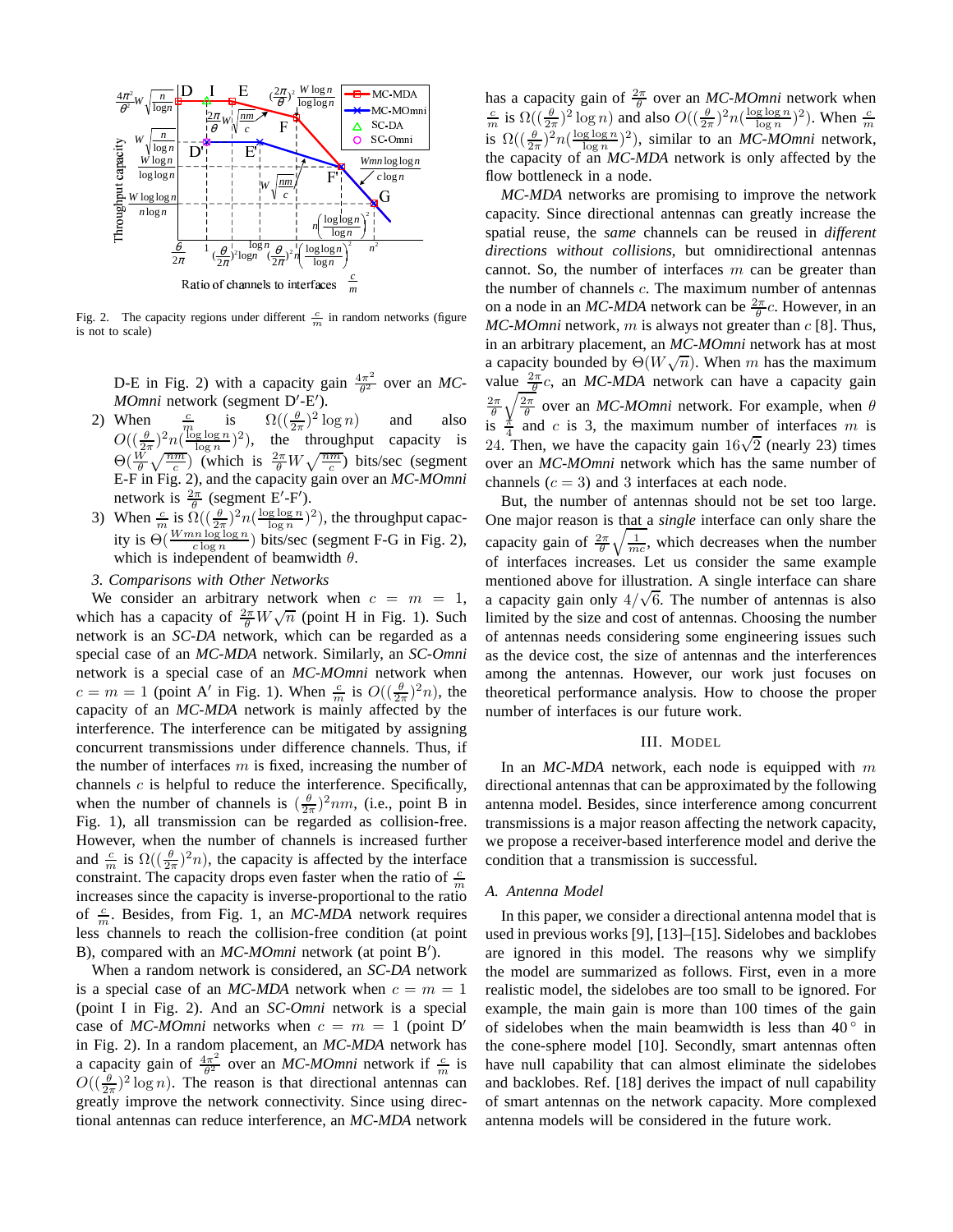Fig. 2. The capacity regions under different $\frac{c}{m}$ in random networks (figure is not to scale)

D-E in Fig. 2) with a capacity gain $\frac{4\pi^2}{\theta^2}$ over an *MC-MOmni* network (segment D′-E′).

2) When $\frac{c}{m}$ is $\Omega((\frac{\theta}{2\pi})^2 \log n)$ and also $O((\frac{\theta}{2\pi})^2 n (\frac{\log\log n}{\log n})^2)$, the throughput capacity is $\Theta(\frac{W}{\theta}\sqrt{\frac{nm}{c}})$ (which is $\frac{2\pi}{\theta}W\sqrt{\frac{nm}{c}}$) bits/sec (segment E-F in Fig. 2), and the capacity gain over an *MC-MOmni* network is $\frac{2\pi}{\theta}$ (segment E′-F′).
3) When $\frac{c}{m}$ is $\Omega((\frac{\theta}{2\pi})^2 n (\frac{\log\log n}{\log n})^2)$, the throughput capacity is $\Theta(\frac{Wmn\log\log n}{c\log n})$ bits/sec (segment F-G in Fig. 2), which is independent of beamwidth $\theta$.

### 3. Comparisons with Other Networks

We consider an arbitrary network when $c = m = 1$, which has a capacity of $\frac{2\pi}{\theta}W\sqrt{n}$ (point H in Fig. 1). Such network is an *SC-DA* network, which can be regarded as a special case of an *MC-MDA* network. Similarly, an *SC-Omni* network is a special case of an *MC-MOmni* network when $c = m = 1$ (point A′ in Fig. 1). When $\frac{c}{m}$ is $O((\frac{\theta}{2\pi})^2 n)$, the capacity of an *MC-MDA* network is mainly affected by the interference. The interference can be mitigated by assigning concurrent transmissions under difference channels. Thus, if the number of interfaces $m$ is fixed, increasing the number of channels $c$ is helpful to reduce the interference. Specifically, when the number of channels is $(\frac{\theta}{2\pi})^2 nm$, (i.e., point B in Fig. 1), all transmission can be regarded as collision-free. However, when the number of channels is increased further and $\frac{c}{m}$ is $\Omega((\frac{\theta}{2\pi})^2 n)$, the capacity is affected by the interface constraint. The capacity drops even faster when the ratio of $\frac{c}{m}$ increases since the capacity is inverse-proportional to the ratio of $\frac{c}{m}$. Besides, from Fig. 1, an *MC-MDA* network requires less channels to reach the collision-free condition (at point B), compared with an *MC-MOmni* network (at point B′).

When a random network is considered, an *SC-DA* network is a special case of an *MC-MDA* network when $c = m = 1$ (point I in Fig. 2). And an *SC-Omni* network is a special case of *MC-MOmni* networks when $c = m = 1$ (point D′ in Fig. 2). In a random placement, an *MC-MDA* network has a capacity gain of $\frac{4\pi^2}{\theta^2}$ over an *MC-MOmni* network if $\frac{c}{m}$ is $O((\frac{\theta}{2\pi})^2 \log n)$. The reason is that directional antennas can greatly improve the network connectivity. Since using directional antennas can reduce interference, an *MC-MDA* network has a capacity gain of $\frac{2\pi}{\theta}$ over an *MC-MOmni* network when $\frac{c}{m}$ is $\Omega((\frac{\theta}{2\pi})^2 \log n)$ and also $O((\frac{\theta}{2\pi})^2 n (\frac{\log\log n}{\log n})^2)$. When $\frac{c}{m}$ is $\Omega((\frac{\theta}{2\pi})^2 n (\frac{\log\log n}{\log n})^2)$, similar to an *MC-MOmni* network, the capacity of an *MC-MDA* network is only affected by the flow bottleneck in a node.

*MC-MDA* networks are promising to improve the network capacity. Since directional antennas can greatly increase the spatial reuse, the *same* channels can be reused in *different directions without collisions*, but omnidirectional antennas cannot. So, the number of interfaces $m$ can be greater than the number of channels $c$. The maximum number of antennas on a node in an *MC-MDA* network can be $\frac{2\pi}{\theta}c$. However, in an *MC-MOmni* network, $m$ is always not greater than $c$ [8]. Thus, in an arbitrary placement, an *MC-MOmni* network has at most a capacity bounded by $\Theta(W\sqrt{n})$. When $m$ has the maximum value $\frac{2\pi}{\theta}c$, an *MC-MDA* network can have a capacity gain $\frac{2\pi}{\theta}\sqrt{\frac{2\pi}{\theta}}$ over an *MC-MOmni* network. For example, when $\theta$ is $\frac{\pi}{4}$ and $c$ is 3, the maximum number of interfaces $m$ is 24. Then, we have the capacity gain $16\sqrt{2}$ (nearly 23) times over an *MC-MOmni* network which has the same number of channels ($c = 3$) and 3 interfaces at each node.

But, the number of antennas should not be set too large. One major reason is that a *single* interface can only share the capacity gain of $\frac{2\pi}{\theta}\sqrt{\frac{1}{mc}}$, which decreases when the number of interfaces increases. Let us consider the same example mentioned above for illustration. A single interface can share a capacity gain only $4/\sqrt{6}$. The number of antennas is also limited by the size and cost of antennas. Choosing the number of antennas needs considering some engineering issues such as the device cost, the size of antennas and the interferences among the antennas. However, our work just focuses on theoretical performance analysis. How to choose the proper number of interfaces is our future work.

## III. Model

In an *MC-MDA* network, each node is equipped with $m$ directional antennas that can be approximated by the following antenna model. Besides, since interference among concurrent transmissions is a major reason affecting the network capacity, we propose a receiver-based interference model and derive the condition that a transmission is successful.

### A. Antenna Model

In this paper, we consider a directional antenna model that is used in previous works [9], [13]–[15]. Sidelobes and backlobes are ignored in this model. The reasons why we simplify the model are summarized as follows. First, even in a more realistic model, the sidelobes are too small to be ignored. For example, the main gain is more than 100 times of the gain of sidelobes when the main beamwidth is less than 40° in the cone-sphere model [10]. Secondly, smart antennas often have null capability that can almost eliminate the sidelobes and backlobes. Ref. [18] derives the impact of null capability of smart antennas on the network capacity. More complexed antenna models will be considered in the future work.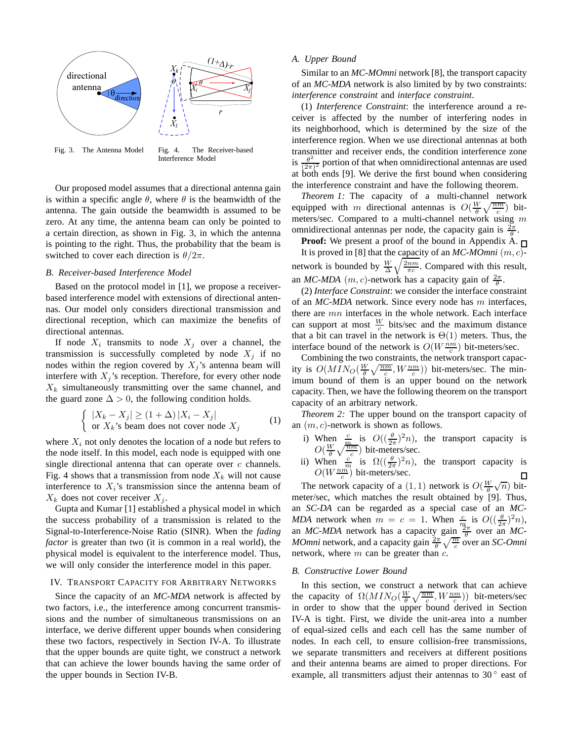Fig. 3. The Antenna Model

Fig. 4. The Receiver-based Interference Model

Our proposed model assumes that a directional antenna gain is within a specific angle $\theta$, where $\theta$ is the beamwidth of the antenna. The gain outside the beamwidth is assumed to be zero. At any time, the antenna beam can only be pointed to a certain direction, as shown in Fig. 3, in which the antenna is pointing to the right. Thus, the probability that the beam is switched to cover each direction is $\theta/2\pi$.

### B. Receiver-based Interference Model

Based on the protocol model in [1], we propose a receiver-based interference model with extensions of directional antennas. Our model only considers directional transmission and directional reception, which can maximize the benefits of directional antennas.

If node $X_i$ transmits to node $X_j$ over a channel, the transmission is successfully completed by node $X_j$ if no nodes within the region covered by $X_j$'s antenna beam will interfere with $X_j$'s reception. Therefore, for every other node $X_k$ simultaneously transmitting over the same channel, and the guard zone $\Delta > 0$, the following condition holds.

$$\begin{cases} |X_k - X_j| \geq (1+\Delta)\,|X_i - X_j| \\ \text{or } X_k\text{'s beam does not cover node } X_j \end{cases} \tag{1}$$

where $X_i$ not only denotes the location of a node but refers to the node itself. In this model, each node is equipped with one single directional antenna that can operate over $c$ channels. Fig. 4 shows that a transmission from node $X_k$ will not cause interference to $X_i$'s transmission since the antenna beam of $X_k$ does not cover receiver $X_j$.

Gupta and Kumar [1] established a physical model in which the success probability of a transmission is related to the Signal-to-Interference-Noise Ratio (SINR). When the *fading factor* is greater than two (it is common in a real world), the physical model is equivalent to the interference model. Thus, we will only consider the interference model in this paper.

## IV. Transport Capacity for Arbitrary Networks

Since the capacity of an *MC-MDA* network is affected by two factors, i.e., the interference among concurrent transmissions and the number of simultaneous transmissions on an interface, we derive different upper bounds when considering these two factors, respectively in Section IV-A. To illustrate that the upper bounds are quite tight, we construct a network that can achieve the lower bounds having the same order of the upper bounds in Section IV-B.

### A. Upper Bound

Similar to an *MC-MOmni* network [8], the transport capacity of an *MC-MDA* network is also limited by by two constraints: *interference constraint* and *interface constraint*.

(1) *Interference Constraint*: the interference around a receiver is affected by the number of interfering nodes in its neighborhood, which is determined by the size of the interference region. When we use directional antennas at both transmitter and receiver ends, the condition interference zone is $\frac{\theta^2}{(2\pi)^2}$ portion of that when omnidirectional antennas are used at both ends [9]. We derive the first bound when considering the interference constraint and have the following theorem.

*Theorem 1:* The capacity of a multi-channel network equipped with $m$ directional antennas is $O(\frac{W}{\theta}\sqrt{\frac{nm}{c}})$ bit-meters/sec. Compared to a multi-channel network using $m$ omnidirectional antennas per node, the capacity gain is $\frac{2\pi}{\theta}$.

**Proof:** We present a proof of the bound in Appendix A. □

It is proved in [8] that the capacity of an *MC-MOmni* $(m, c)$-network is bounded by $\frac{W}{\Delta}\sqrt{\frac{2nm}{\pi c}}$. Compared with this result, an *MC-MDA* $(m, c)$-network has a capacity gain of $\frac{2\pi}{\theta}$.

(2) *Interface Constraint*: we consider the interface constraint of an *MC-MDA* network. Since every node has $m$ interfaces, there are $mn$ interfaces in the whole network. Each interface can support at most $\frac{W}{c}$ bits/sec and the maximum distance that a bit can travel in the network is $\Theta(1)$ meters. Thus, the interface bound of the network is $O(W\frac{nm}{c})$ bit-meters/sec.

Combining the two constraints, the network transport capacity is $O(MIN_O(\frac{W}{\theta}\sqrt{\frac{nm}{c}}, W\frac{nm}{c}))$ bit-meters/sec. The minimum bound of them is an upper bound on the network capacity. Then, we have the following theorem on the transport capacity of an arbitrary network.

*Theorem 2:* The upper bound on the transport capacity of an $(m, c)$-network is shown as follows.

i) When $\frac{c}{m}$ is $O((\frac{\theta}{2\pi})^2 n)$, the transport capacity is $O(\frac{W}{\theta}\sqrt{\frac{nm}{c}})$ bit-meters/sec.

ii) When $\frac{c}{m}$ is $\Omega((\frac{\theta}{2\pi})^2 n)$, the transport capacity is $O(W\frac{nm}{c})$ bit-meters/sec. □

The network capacity of a $(1, 1)$ network is $O(\frac{W}{\theta}\sqrt{n})$ bit-meter/sec, which matches the result obtained by [9]. Thus, an *SC-DA* can be regarded as a special case of an *MC-MDA* network when $m = c = 1$. When $\frac{c}{m}$ is $O((\frac{\theta}{2\pi})^2 n)$, an *MC-MDA* network has a capacity gain $\frac{2\pi}{\theta}$ over an *MC-MOmni* network, and a capacity gain $\frac{2\pi}{\theta}\sqrt{\frac{m}{c}}$ over an *SC-Omni* network, where $m$ can be greater than $c$.

### B. Constructive Lower Bound

In this section, we construct a network that can achieve the capacity of $\Omega(MIN_O(\frac{W}{\theta}\sqrt{\frac{nm}{c}}, W\frac{nm}{c}))$ bit-meters/sec in order to show that the upper bound derived in Section IV-A is tight. First, we divide the unit-area into a number of equal-sized cells and each cell has the same number of nodes. In each cell, to ensure collision-free transmissions, we separate transmitters and receivers at different positions and their antenna beams are aimed to proper directions. For example, all transmitters adjust their antennas to 30° east of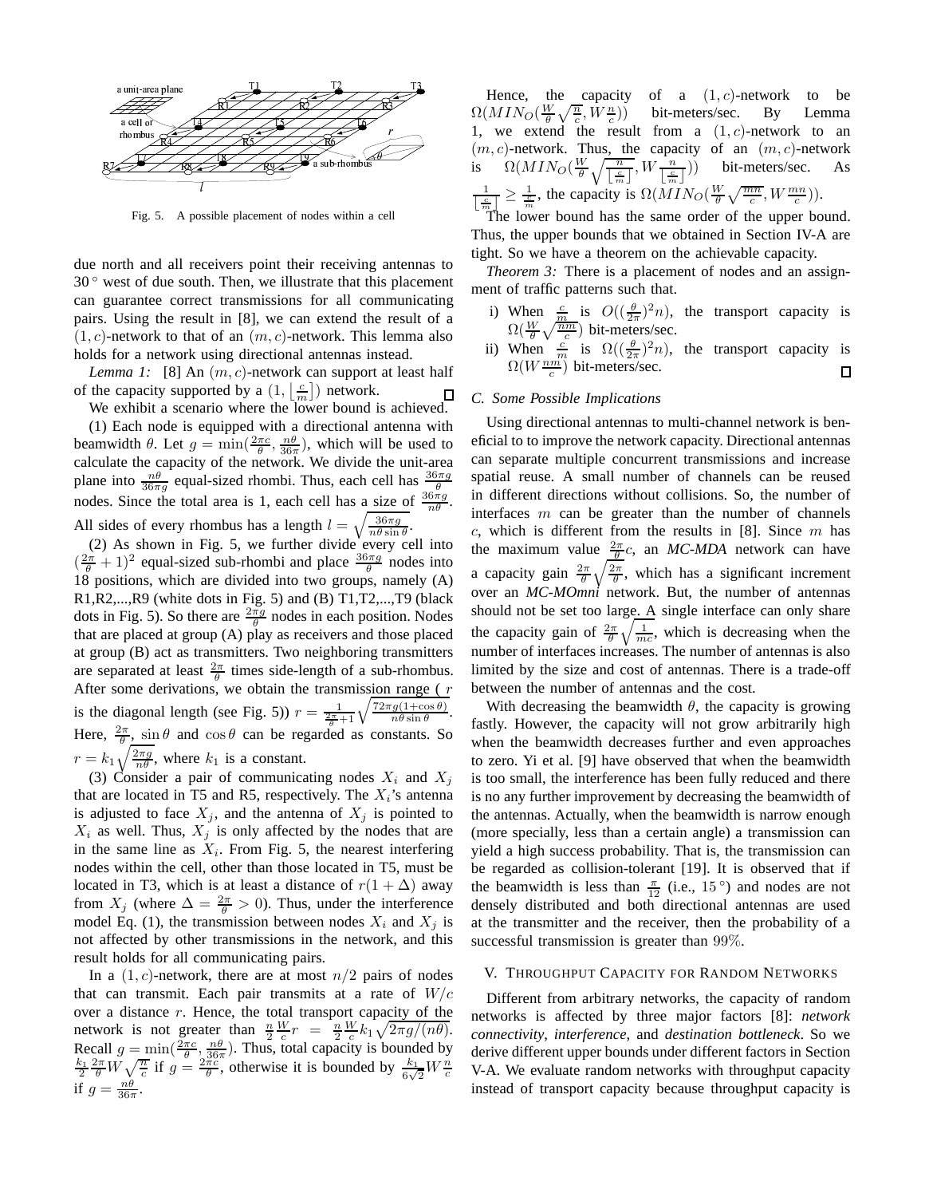Fig. 5. A possible placement of nodes within a cell

due north and all receivers point their receiving antennas to $30^\circ$ west of due south. Then, we illustrate that this placement can guarantee correct transmissions for all communicating pairs. Using the result in [8], we can extend the result of a $(1, c)$-network to that of an $(m, c)$-network. This lemma also holds for a network using directional antennas instead.

*Lemma 1:* [8] An $(m, c)$-network can support at least half of the capacity supported by a $(1, \lfloor \frac{c}{m} \rfloor)$ network. □

We exhibit a scenario where the lower bound is achieved.

(1) Each node is equipped with a directional antenna with beamwidth $\theta$. Let $g = \min(\frac{2\pi c}{\theta}, \frac{n\theta}{36\pi})$, which will be used to calculate the capacity of the network. We divide the unit-area plane into $\frac{n\theta}{36\pi g}$ equal-sized rhombi. Thus, each cell has $\frac{36\pi g}{\theta}$ nodes. Since the total area is 1, each cell has a size of $\frac{36\pi g}{n\theta}$. All sides of every rhombus has a length $l = \sqrt{\frac{36\pi g}{n\theta \sin\theta}}$.

(2) As shown in Fig. 5, we further divide every cell into $(\frac{2\pi}{\theta} + 1)^2$ equal-sized sub-rhombi and place $\frac{36\pi g}{\theta}$ nodes into 18 positions, which are divided into two groups, namely (A) R1,R2,...,R9 (white dots in Fig. 5) and (B) T1,T2,...,T9 (black dots in Fig. 5). So there are $\frac{2\pi g}{\theta}$ nodes in each position. Nodes that are placed at group (A) play as receivers and those placed at group (B) act as transmitters. Two neighboring transmitters are separated at least $\frac{2\pi}{\theta}$ times side-length of a sub-rhombus. After some derivations, we obtain the transmission range ( $r$ is the diagonal length (see Fig. 5)) $r = \frac{1}{\frac{2\pi}{\theta}+1}\sqrt{\frac{72\pi g(1+\cos\theta)}{n\theta \sin\theta}}$. Here, $\frac{2\pi}{\theta}$, $\sin\theta$ and $\cos\theta$ can be regarded as constants. So $r = k_1\sqrt{\frac{2\pi g}{n\theta}}$, where $k_1$ is a constant.

(3) Consider a pair of communicating nodes $X_i$ and $X_j$ that are located in T5 and R5, respectively. The $X_i$'s antenna is adjusted to face $X_j$, and the antenna of $X_j$ is pointed to $X_i$ as well. Thus, $X_j$ is only affected by the nodes that are in the same line as $X_i$. From Fig. 5, the nearest interfering nodes within the cell, other than those located in T5, must be located in T3, which is at least a distance of $r(1 + \Delta)$ away from $X_j$ (where $\Delta = \frac{2\pi}{\theta} > 0$). Thus, under the interference model Eq. (1), the transmission between nodes $X_i$ and $X_j$ is not affected by other transmissions in the network, and this result holds for all communicating pairs.

In a $(1, c)$-network, there are at most $n/2$ pairs of nodes that can transmit. Each pair transmits at a rate of $W/c$ over a distance $r$. Hence, the total transport capacity of the network is not greater than $\frac{n}{2}\frac{W}{c}r = \frac{n}{2}\frac{W}{c}k_1\sqrt{2\pi g/(n\theta)}$. Recall $g = \min(\frac{2\pi c}{\theta}, \frac{n\theta}{36\pi})$. Thus, total capacity is bounded by $\frac{k_1}{2}\frac{2\pi}{\theta}W\sqrt{\frac{n}{c}}$ if $g = \frac{2\pi c}{\theta}$, otherwise it is bounded by $\frac{k_1}{6\sqrt{2}}W\frac{n}{c}$ if $g = \frac{n\theta}{36\pi}$.

Hence, the capacity of a $(1, c)$-network to be $\Omega(MIN_O(\frac{W}{\theta}\sqrt{\frac{n}{c}}, W\frac{n}{c}))$ bit-meters/sec. By Lemma 1, we extend the result from a $(1, c)$-network to an $(m, c)$-network. Thus, the capacity of an $(m, c)$-network is $\Omega(MIN_O(\frac{W}{\theta}\sqrt{\frac{n}{\lfloor \frac{c}{m} \rfloor}}, W\frac{n}{\lfloor \frac{c}{m} \rfloor}))$ bit-meters/sec. As $\frac{1}{\lfloor \frac{c}{m} \rfloor} \geq \frac{1}{\frac{c}{m}}$, the capacity is $\Omega(MIN_O(\frac{W}{\theta}\sqrt{\frac{mn}{c}}, W\frac{mn}{c}))$.

The lower bound has the same order of the upper bound. Thus, the upper bounds that we obtained in Section IV-A are tight. So we have a theorem on the achievable capacity.

*Theorem 3:* There is a placement of nodes and an assignment of traffic patterns such that.

i) When $\frac{c}{m}$ is $O((\frac{\theta}{2\pi})^2 n)$, the transport capacity is $\Omega(\frac{W}{\theta}\sqrt{\frac{nm}{c}})$ bit-meters/sec.
ii) When $\frac{c}{m}$ is $\Omega((\frac{\theta}{2\pi})^2 n)$, the transport capacity is $\Omega(W\frac{nm}{c})$ bit-meters/sec. □

### C. Some Possible Implications

Using directional antennas to multi-channel network is beneficial to to improve the network capacity. Directional antennas can separate multiple concurrent transmissions and increase spatial reuse. A small number of channels can be reused in different directions without collisions. So, the number of interfaces $m$ can be greater than the number of channels $c$, which is different from the results in [8]. Since $m$ has the maximum value $\frac{2\pi}{\theta}c$, an *MC-MDA* network can have a capacity gain $\frac{2\pi}{\theta}\sqrt{\frac{2\pi}{\theta}}$, which has a significant increment over an *MC-MOmni* network. But, the number of antennas should not be set too large. A single interface can only share the capacity gain of $\frac{2\pi}{\theta}\sqrt{\frac{1}{mc}}$, which is decreasing when the number of interfaces increases. The number of antennas is also limited by the size and cost of antennas. There is a trade-off between the number of antennas and the cost.

With decreasing the beamwidth $\theta$, the capacity is growing fastly. However, the capacity will not grow arbitrarily high when the beamwidth decreases further and even approaches to zero. Yi et al. [9] have observed that when the beamwidth is too small, the interference has been fully reduced and there is no any further improvement by decreasing the beamwidth of the antennas. Actually, when the beamwidth is narrow enough (more specially, less than a certain angle) a transmission can yield a high success probability. That is, the transmission can be regarded as collision-tolerant [19]. It is observed that if the beamwidth is less than $\frac{\pi}{12}$ (i.e., $15^\circ$) and nodes are not densely distributed and both directional antennas are used at the transmitter and the receiver, then the probability of a successful transmission is greater than 99%.

## V. Throughput Capacity for Random Networks

Different from arbitrary networks, the capacity of random networks is affected by three major factors [8]: *network connectivity*, *interference*, and *destination bottleneck*. So we derive different upper bounds under different factors in Section V-A. We evaluate random networks with throughput capacity instead of transport capacity because throughput capacity is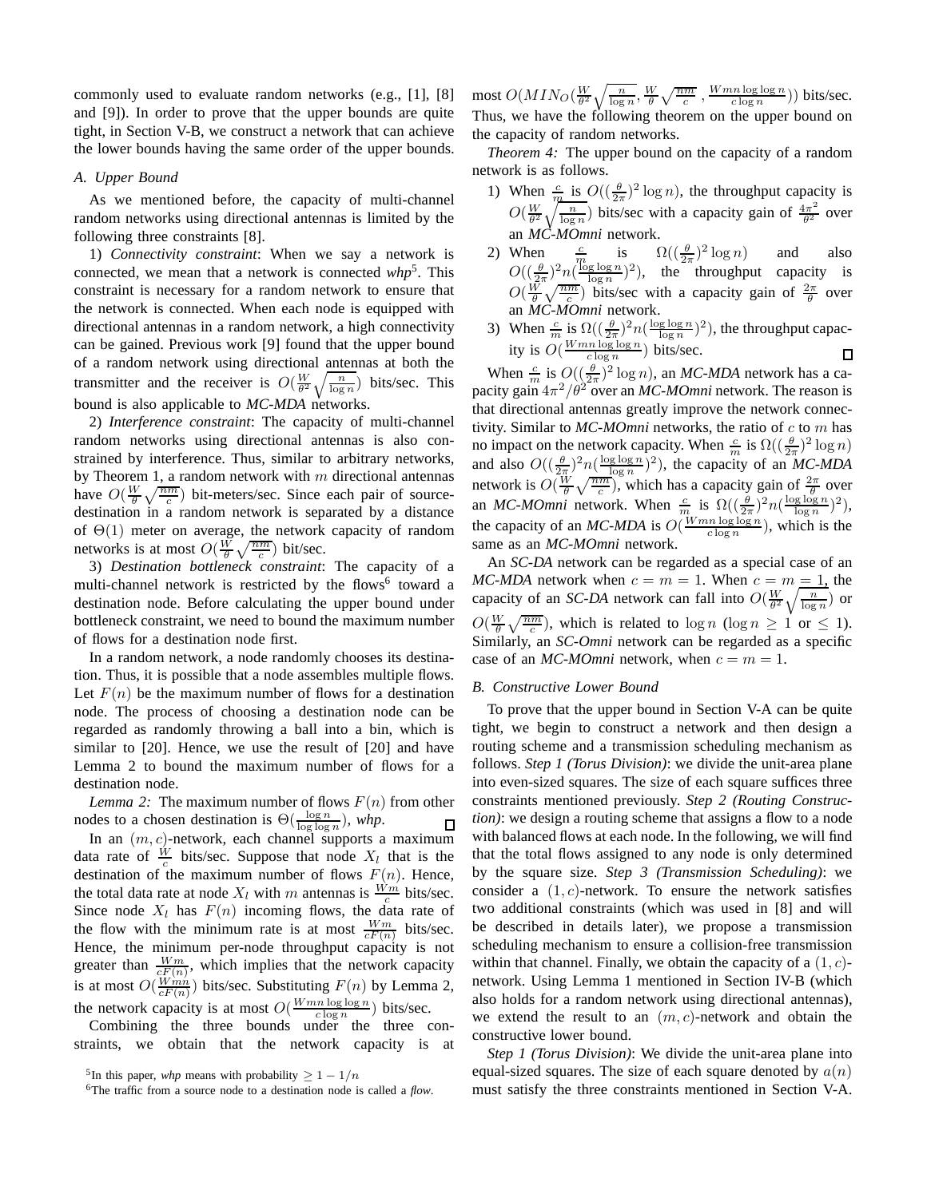commonly used to evaluate random networks (e.g., [1], [8] and [9]). In order to prove that the upper bounds are quite tight, in Section V-B, we construct a network that can achieve the lower bounds having the same order of the upper bounds.

### A. Upper Bound

As we mentioned before, the capacity of multi-channel random networks using directional antennas is limited by the following three constraints [8].

1) *Connectivity constraint*: When we say a network is connected, we mean that a network is connected *whp*[5]. This constraint is necessary for a random network to ensure that the network is connected. When each node is equipped with directional antennas in a random network, a high connectivity can be gained. Previous work [9] found that the upper bound of a random network using directional antennas at both the transmitter and the receiver is $O(\frac{W}{\theta^2}\sqrt{\frac{n}{\log n}})$ bits/sec. This bound is also applicable to *MC-MDA* networks.

2) *Interference constraint*: The capacity of multi-channel random networks using directional antennas is also constrained by interference. Thus, similar to arbitrary networks, by Theorem 1, a random network with $m$ directional antennas have $O(\frac{W}{\theta}\sqrt{\frac{nm}{c}})$ bit-meters/sec. Since each pair of source-destination in a random network is separated by a distance of $\Theta(1)$ meter on average, the network capacity of random networks is at most $O(\frac{W}{\theta}\sqrt{\frac{nm}{c}})$ bit/sec.

3) *Destination bottleneck constraint*: The capacity of a multi-channel network is restricted by the flows[6] toward a destination node. Before calculating the upper bound under bottleneck constraint, we need to bound the maximum number of flows for a destination node first.

In a random network, a node randomly chooses its destination. Thus, it is possible that a node assembles multiple flows. Let $F(n)$ be the maximum number of flows for a destination node. The process of choosing a destination node can be regarded as randomly throwing a ball into a bin, which is similar to [20]. Hence, we use the result of [20] and have Lemma 2 to bound the maximum number of flows for a destination node.

*Lemma 2:* The maximum number of flows $F(n)$ from other nodes to a chosen destination is $\Theta(\frac{\log n}{\log\log n})$, *whp*. □

In an $(m, c)$-network, each channel supports a maximum data rate of $\frac{W}{c}$ bits/sec. Suppose that node $X_l$ that is the destination of the maximum number of flows $F(n)$. Hence, the total data rate at node $X_l$ with $m$ antennas is $\frac{Wm}{c}$ bits/sec. Since node $X_l$ has $F(n)$ incoming flows, the data rate of the flow with the minimum rate is at most $\frac{Wm}{cF(n)}$ bits/sec. Hence, the minimum per-node throughput capacity is not greater than $\frac{Wm}{cF(n)}$, which implies that the network capacity is at most $O(\frac{Wmn}{cF(n)})$ bits/sec. Substituting $F(n)$ by Lemma 2, the network capacity is at most $O(\frac{Wmn\log\log n}{c\log n})$ bits/sec.

Combining the three bounds under the three constraints, we obtain that the network capacity is at most $O(MIN_O(\frac{W}{\theta^2}\sqrt{\frac{n}{\log n}}, \frac{W}{\theta}\sqrt{\frac{nm}{c}}, \frac{Wmn\log\log n}{c\log n}))$ bits/sec. Thus, we have the following theorem on the upper bound on the capacity of random networks.

*Theorem 4:* The upper bound on the capacity of a random network is as follows.

1) When $\frac{c}{m}$ is $O((\frac{\theta}{2\pi})^2\log n)$, the throughput capacity is $O(\frac{W}{\theta^2}\sqrt{\frac{n}{\log n}})$ bits/sec with a capacity gain of $\frac{4\pi^2}{\theta^2}$ over an *MC-MOmni* network.
2) When $\frac{c}{m}$ is $\Omega((\frac{\theta}{2\pi})^2\log n)$ and also $O((\frac{\theta}{2\pi})^2 n(\frac{\log\log n}{\log n})^2)$, the throughput capacity is $O(\frac{W}{\theta}\sqrt{\frac{nm}{c}})$ bits/sec with a capacity gain of $\frac{2\pi}{\theta}$ over an *MC-MOmni* network.
3) When $\frac{c}{m}$ is $\Omega((\frac{\theta}{2\pi})^2 n(\frac{\log\log n}{\log n})^2)$, the throughput capacity is $O(\frac{Wmn\log\log n}{c\log n})$ bits/sec. □

When $\frac{c}{m}$ is $O((\frac{\theta}{2\pi})^2\log n)$, an *MC-MDA* network has a capacity gain $4\pi^2/\theta^2$ over an *MC-MOmni* network. The reason is that directional antennas greatly improve the network connectivity. Similar to *MC-MOmni* networks, the ratio of $c$ to $m$ has no impact on the network capacity. When $\frac{c}{m}$ is $\Omega((\frac{\theta}{2\pi})^2\log n)$ and also $O((\frac{\theta}{2\pi})^2 n(\frac{\log\log n}{\log n})^2)$, the capacity of an *MC-MDA* network is $O(\frac{W}{\theta}\sqrt{\frac{nm}{c}})$, which has a capacity gain of $\frac{2\pi}{\theta}$ over an *MC-MOmni* network. When $\frac{c}{m}$ is $\Omega((\frac{\theta}{2\pi})^2 n(\frac{\log\log n}{\log n})^2)$, the capacity of an *MC-MDA* is $O(\frac{Wmn\log\log n}{c\log n})$, which is the same as an *MC-MOmni* network.

An *SC-DA* network can be regarded as a special case of an *MC-MDA* network when $c = m = 1$. When $c = m = 1$, the capacity of an *SC-DA* network can fall into $O(\frac{W}{\theta^2}\sqrt{\frac{n}{\log n}})$ or $O(\frac{W}{\theta}\sqrt{\frac{nm}{c}})$, which is related to $\log n$ ($\log n \geq 1$ or $\leq 1$). Similarly, an *SC-Omni* network can be regarded as a specific case of an *MC-MOmni* network, when $c = m = 1$.

### B. Constructive Lower Bound

To prove that the upper bound in Section V-A can be quite tight, we begin to construct a network and then design a routing scheme and a transmission scheduling mechanism as follows. *Step 1 (Torus Division)*: we divide the unit-area plane into even-sized squares. The size of each square suffices three constraints mentioned previously. *Step 2 (Routing Construction)*: we design a routing scheme that assigns a flow to a node with balanced flows at each node. In the following, we will find that the total flows assigned to any node is only determined by the square size. *Step 3 (Transmission Scheduling)*: we consider a $(1, c)$-network. To ensure the network satisfies two additional constraints (which was used in [8] and will be described in details later), we propose a transmission scheduling mechanism to ensure a collision-free transmission within that channel. Finally, we obtain the capacity of a $(1, c)$-network. Using Lemma 1 mentioned in Section IV-B (which also holds for a random network using directional antennas), we extend the result to an $(m, c)$-network and obtain the constructive lower bound.

*Step 1 (Torus Division)*: We divide the unit-area plane into equal-sized squares. The size of each square denoted by $a(n)$ must satisfy the three constraints mentioned in Section V-A.

[5] In this paper, *whp* means with probability $\geq 1 - 1/n$

[6] The traffic from a source node to a destination node is called a *flow*.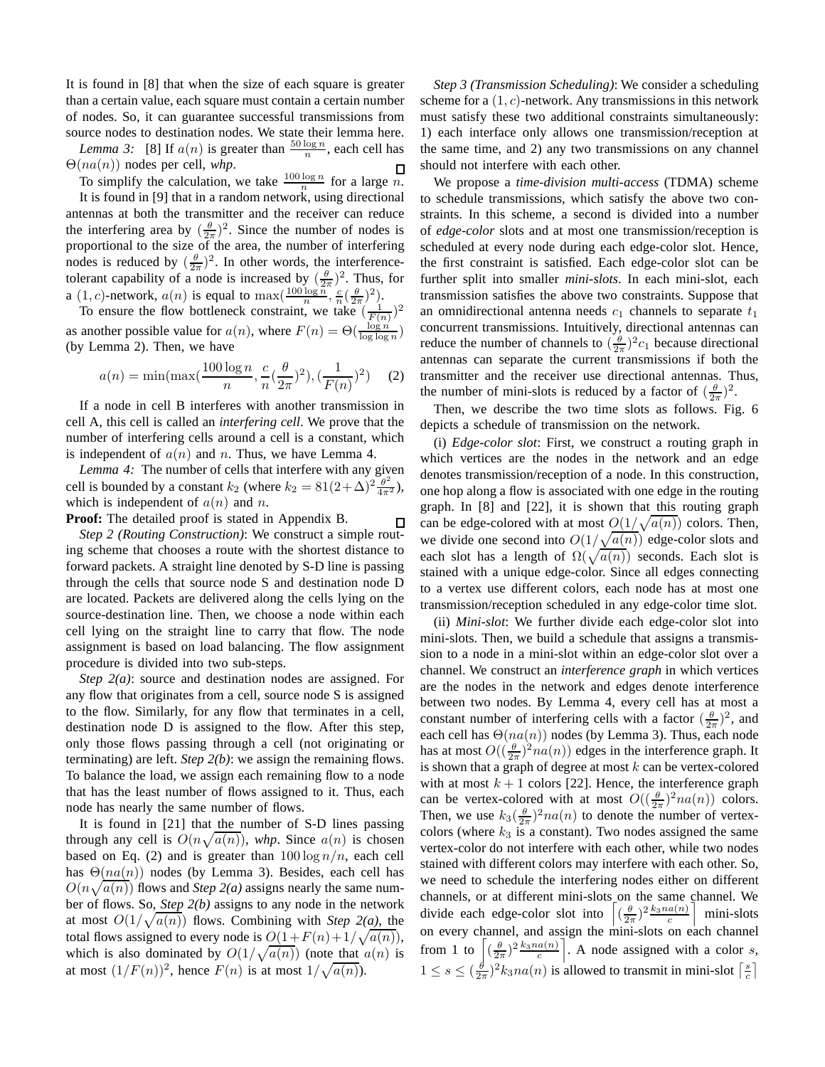It is found in [8] that when the size of each square is greater than a certain value, each square must contain a certain number of nodes. So, it can guarantee successful transmissions from source nodes to destination nodes. We state their lemma here.

*Lemma 3:* [8] If $a(n)$ is greater than $\frac{50 \log n}{n}$, each cell has $\Theta(na(n))$ nodes per cell, *whp*. □

To simplify the calculation, we take $\frac{100 \log n}{n}$ for a large $n$.

It is found in [9] that in a random network, using directional antennas at both the transmitter and the receiver can reduce the interfering area by $(\frac{\theta}{2\pi})^2$. Since the number of nodes is proportional to the size of the area, the number of interfering nodes is reduced by $(\frac{\theta}{2\pi})^2$. In other words, the interference-tolerant capability of a node is increased by $(\frac{\theta}{2\pi})^2$. Thus, for a $(1, c)$-network, $a(n)$ is equal to $\max(\frac{100 \log n}{n}, \frac{c}{n}(\frac{\theta}{2\pi})^2)$.

To ensure the flow bottleneck constraint, we take $(\frac{1}{F(n)})^2$ as another possible value for $a(n)$, where $F(n) = \Theta(\frac{\log n}{\log \log n})$ (by Lemma 2). Then, we have

$$a(n) = \min(\max(\frac{100 \log n}{n}, \frac{c}{n}(\frac{\theta}{2\pi})^2), (\frac{1}{F(n)})^2) \quad (2)$$

If a node in cell B interferes with another transmission in cell A, this cell is called an *interfering cell*. We prove that the number of interfering cells around a cell is a constant, which is independent of $a(n)$ and $n$. Thus, we have Lemma 4.

*Lemma 4:* The number of cells that interfere with any given cell is bounded by a constant $k_2$ (where $k_2 = 81(2+\Delta)^2 \frac{\theta^2}{4\pi^2}$), which is independent of $a(n)$ and $n$.

**Proof:** The detailed proof is stated in Appendix B. □

*Step 2 (Routing Construction)*: We construct a simple routing scheme that chooses a route with the shortest distance to forward packets. A straight line denoted by S-D line is passing through the cells that source node S and destination node D are located. Packets are delivered along the cells lying on the source-destination line. Then, we choose a node within each cell lying on the straight line to carry that flow. The node assignment is based on load balancing. The flow assignment procedure is divided into two sub-steps.

*Step 2(a)*: source and destination nodes are assigned. For any flow that originates from a cell, source node S is assigned to the flow. Similarly, for any flow that terminates in a cell, destination node D is assigned to the flow. After this step, only those flows passing through a cell (not originating or terminating) are left. *Step 2(b)*: we assign the remaining flows. To balance the load, we assign each remaining flow to a node that has the least number of flows assigned to it. Thus, each node has nearly the same number of flows.

It is found in [21] that the number of S-D lines passing through any cell is $O(n\sqrt{a(n)})$, *whp*. Since $a(n)$ is chosen based on Eq. (2) and is greater than $100 \log n/n$, each cell has $\Theta(na(n))$ nodes (by Lemma 3). Besides, each cell has $O(n\sqrt{a(n)})$ flows and *Step 2(a)* assigns nearly the same number of flows. So, *Step 2(b)* assigns to any node in the network at most $O(1/\sqrt{a(n)})$ flows. Combining with *Step 2(a)*, the total flows assigned to every node is $O(1+F(n)+1/\sqrt{a(n)})$, which is also dominated by $O(1/\sqrt{a(n)})$ (note that $a(n)$ is at most $(1/F(n))^2$, hence $F(n)$ is at most $1/\sqrt{a(n)}$).

*Step 3 (Transmission Scheduling)*: We consider a scheduling scheme for a $(1, c)$-network. Any transmissions in this network must satisfy these two additional constraints simultaneously: 1) each interface only allows one transmission/reception at the same time, and 2) any two transmissions on any channel should not interfere with each other.

We propose a *time-division multi-access* (TDMA) scheme to schedule transmissions, which satisfy the above two constraints. In this scheme, a second is divided into a number of *edge-color* slots and at most one transmission/reception is scheduled at every node during each edge-color slot. Hence, the first constraint is satisfied. Each edge-color slot can be further split into smaller *mini-slots*. In each mini-slot, each transmission satisfies the above two constraints. Suppose that an omnidirectional antenna needs $c_1$ channels to separate $t_1$ concurrent transmissions. Intuitively, directional antennas can reduce the number of channels to $(\frac{\theta}{2\pi})^2 c_1$ because directional antennas can separate the current transmissions if both the transmitter and the receiver use directional antennas. Thus, the number of mini-slots is reduced by a factor of $(\frac{\theta}{2\pi})^2$.

Then, we describe the two time slots as follows. Fig. 6 depicts a schedule of transmission on the network.

(i) *Edge-color slot*: First, we construct a routing graph in which vertices are the nodes in the network and an edge denotes transmission/reception of a node. In this construction, one hop along a flow is associated with one edge in the routing graph. In [8] and [22], it is shown that this routing graph can be edge-colored with at most $O(1/\sqrt{a(n)})$ colors. Then, we divide one second into $O(1/\sqrt{a(n)})$ edge-color slots and each slot has a length of $\Omega(\sqrt{a(n)})$ seconds. Each slot is stained with a unique edge-color. Since all edges connecting to a vertex use different colors, each node has at most one transmission/reception scheduled in any edge-color time slot.

(ii) *Mini-slot*: We further divide each edge-color slot into mini-slots. Then, we build a schedule that assigns a transmission to a node in a mini-slot within an edge-color slot over a channel. We construct an *interference graph* in which vertices are the nodes in the network and edges denote interference between two nodes. By Lemma 4, every cell has at most a constant number of interfering cells with a factor $(\frac{\theta}{2\pi})^2$, and each cell has $\Theta(na(n))$ nodes (by Lemma 3). Thus, each node has at most $O((\frac{\theta}{2\pi})^2 na(n))$ edges in the interference graph. It is shown that a graph of degree at most $k$ can be vertex-colored with at most $k+1$ colors [22]. Hence, the interference graph can be vertex-colored with at most $O((\frac{\theta}{2\pi})^2 na(n))$ colors. Then, we use $k_3(\frac{\theta}{2\pi})^2 na(n)$ to denote the number of vertex-colors (where $k_3$ is a constant). Two nodes assigned the same vertex-color do not interfere with each other, while two nodes stained with different colors may interfere with each other. So, we need to schedule the interfering nodes either on different channels, or at different mini-slots on the same channel. We divide each edge-color slot into $\left\lceil (\frac{\theta}{2\pi})^2 \frac{k_3 na(n)}{c} \right\rceil$ mini-slots on every channel, and assign the mini-slots on each channel from 1 to $\left\lceil (\frac{\theta}{2\pi})^2 \frac{k_3 na(n)}{c} \right\rceil$. A node assigned with a color $s$, $1 \le s \le (\frac{\theta}{2\pi})^2 k_3 na(n)$ is allowed to transmit in mini-slot $\lceil \frac{s}{c} \rceil$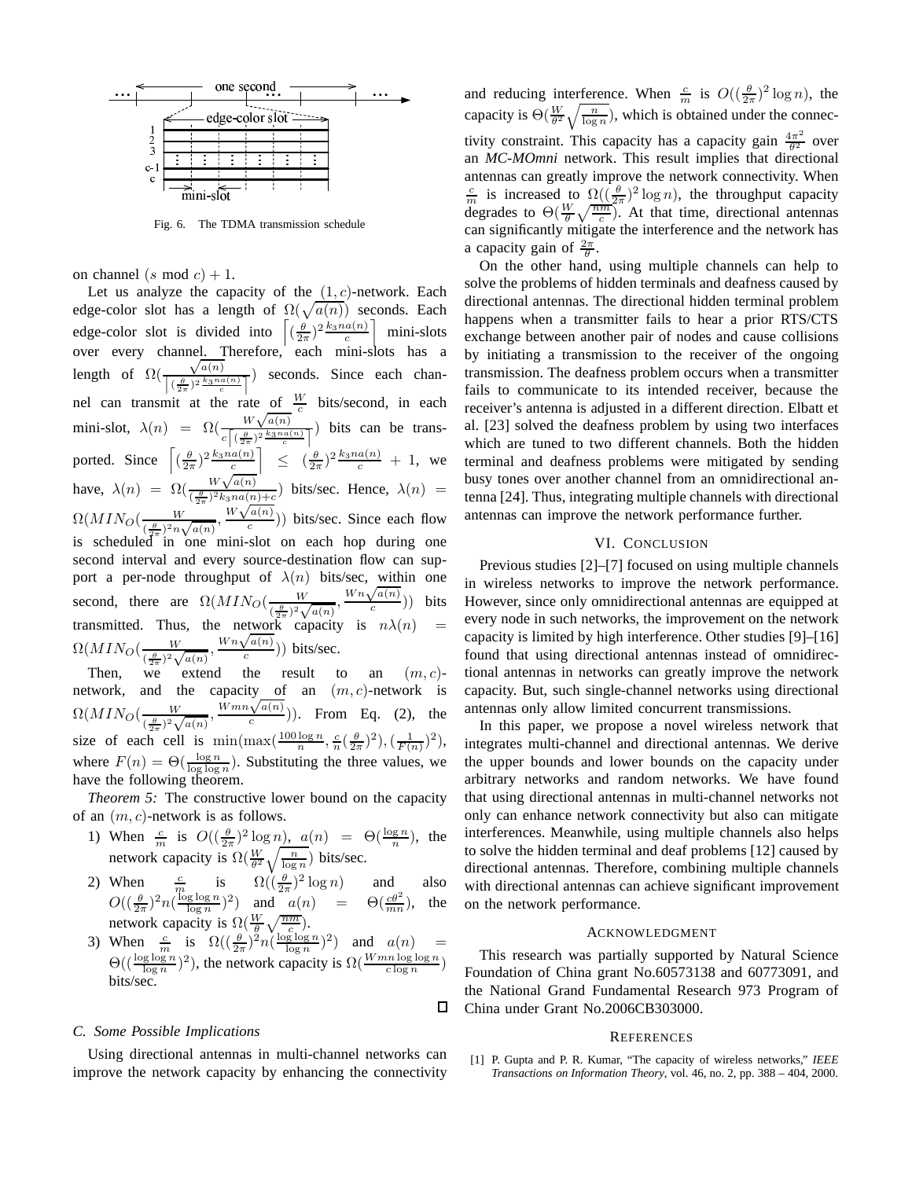Fig. 6. The TDMA transmission schedule

on channel $(s \bmod c) + 1$.

Let us analyze the capacity of the $(1, c)$-network. Each edge-color slot has a length of $\Omega(\sqrt{a(n)})$ seconds. Each edge-color slot is divided into $\left\lceil (\frac{\theta}{2\pi})^2 \frac{k_3 n a(n)}{c} \right\rceil$ mini-slots over every channel. Therefore, each mini-slots has a length of $\Omega(\frac{\sqrt{a(n)}}{\left\lceil (\frac{\theta}{2\pi})^2 \frac{k_3 n a(n)}{c} \right\rceil})$ seconds. Since each channel can transmit at the rate of $\frac{W}{c}$ bits/second, in each mini-slot, $\lambda(n) = \Omega(\frac{W\sqrt{a(n)}}{c\left\lceil (\frac{\theta}{2\pi})^2 \frac{k_3 n a(n)}{c} \right\rceil})$ bits can be transported. Since $\left\lceil (\frac{\theta}{2\pi})^2 \frac{k_3 n a(n)}{c} \right\rceil \leq (\frac{\theta}{2\pi})^2 \frac{k_3 n a(n)}{c} + 1$, we have, $\lambda(n) = \Omega(\frac{W\sqrt{a(n)}}{(\frac{\theta}{2\pi})^2 k_3 n a(n) + c})$ bits/sec. Hence, $\lambda(n) = \Omega(MIN_O(\frac{W}{(\frac{\theta}{2\pi})^2 n \sqrt{a(n)}}, \frac{W\sqrt{a(n)}}{c}))$ bits/sec. Since each flow is scheduled in one mini-slot on each hop during one second interval and every source-destination flow can support a per-node throughput of $\lambda(n)$ bits/sec, within one second, there are $\Omega(MIN_O(\frac{W}{(\frac{\theta}{2\pi})^2 \sqrt{a(n)}}, \frac{Wn\sqrt{a(n)}}{c}))$ bits transmitted. Thus, the network capacity is $n\lambda(n) = \Omega(MIN_O(\frac{W}{(\frac{\theta}{2\pi})^2 \sqrt{a(n)}}, \frac{Wn\sqrt{a(n)}}{c}))$ bits/sec.

Then, we extend the result to an $(m, c)$-network, and the capacity of an $(m, c)$-network is $\Omega(MIN_O(\frac{W}{(\frac{\theta}{2\pi})^2 \sqrt{a(n)}}, \frac{Wmn\sqrt{a(n)}}{c}))$. From Eq. (2), the size of each cell is $\min(\max(\frac{100 \log n}{n}, \frac{c}{n}(\frac{\theta}{2\pi})^2), (\frac{1}{F(n)})^2)$, where $F(n) = \Theta(\frac{\log n}{\log \log n})$. Substituting the three values, we have the following theorem.

*Theorem 5:* The constructive lower bound on the capacity of an $(m, c)$-network is as follows.

1) When $\frac{c}{m}$ is $O((\frac{\theta}{2\pi})^2 \log n)$, $a(n) = \Theta(\frac{\log n}{n})$, the network capacity is $\Omega(\frac{W}{\theta^2}\sqrt{\frac{n}{\log n}})$ bits/sec.
2) When $\frac{c}{m}$ is $\Omega((\frac{\theta}{2\pi})^2 \log n)$ and also $O((\frac{\theta}{2\pi})^2 n (\frac{\log \log n}{\log n})^2)$ and $a(n) = \Theta(\frac{c\theta^2}{mn})$, the network capacity is $\Omega(\frac{W}{\theta}\sqrt{\frac{nm}{c}})$.
3) When $\frac{c}{m}$ is $\Omega((\frac{\theta}{2\pi})^2 n (\frac{\log \log n}{\log n})^2)$ and $a(n) = \Theta((\frac{\log \log n}{\log n})^2)$, the network capacity is $\Omega(\frac{Wmn \log \log n}{c \log n})$ bits/sec.

□

### C. Some Possible Implications

Using directional antennas in multi-channel networks can improve the network capacity by enhancing the connectivity and reducing interference. When $\frac{c}{m}$ is $O((\frac{\theta}{2\pi})^2 \log n)$, the capacity is $\Theta(\frac{W}{\theta^2}\sqrt{\frac{n}{\log n}})$, which is obtained under the connectivity constraint. This capacity has a capacity gain $\frac{4\pi^2}{\theta^2}$ over an *MC-MOmni* network. This result implies that directional antennas can greatly improve the network connectivity. When $\frac{c}{m}$ is increased to $\Omega((\frac{\theta}{2\pi})^2 \log n)$, the throughput capacity degrades to $\Theta(\frac{W}{\theta}\sqrt{\frac{nm}{c}})$. At that time, directional antennas can significantly mitigate the interference and the network has a capacity gain of $\frac{2\pi}{\theta}$.

On the other hand, using multiple channels can help to solve the problems of hidden terminals and deafness caused by directional antennas. The directional hidden terminal problem happens when a transmitter fails to hear a prior RTS/CTS exchange between another pair of nodes and cause collisions by initiating a transmission to the receiver of the ongoing transmission. The deafness problem occurs when a transmitter fails to communicate to its intended receiver, because the receiver's antenna is adjusted in a different direction. Elbatt et al. [23] solved the deafness problem by using two interfaces which are tuned to two different channels. Both the hidden terminal and deafness problems were mitigated by sending busy tones over another channel from an omnidirectional antenna [24]. Thus, integrating multiple channels with directional antennas can improve the network performance further.

## VI. Conclusion

Previous studies [2]–[7] focused on using multiple channels in wireless networks to improve the network performance. However, since only omnidirectional antennas are equipped at every node in such networks, the improvement on the network capacity is limited by high interference. Other studies [9]–[16] found that using directional antennas instead of omnidirectional antennas in networks can greatly improve the network capacity. But, such single-channel networks using directional antennas only allow limited concurrent transmissions.

In this paper, we propose a novel wireless network that integrates multi-channel and directional antennas. We derive the upper bounds and lower bounds on the capacity under arbitrary networks and random networks. We have found that using directional antennas in multi-channel networks not only can enhance network connectivity but also can mitigate interferences. Meanwhile, using multiple channels also helps to solve the hidden terminal and deaf problems [12] caused by directional antennas. Therefore, combining multiple channels with directional antennas can achieve significant improvement on the network performance.

## Acknowledgment

This research was partially supported by Natural Science Foundation of China grant No.60573138 and 60773091, and the National Grand Fundamental Research 973 Program of China under Grant No.2006CB303000.

## References

[1] P. Gupta and P. R. Kumar, "The capacity of wireless networks," *IEEE Transactions on Information Theory*, vol. 46, no. 2, pp. 388 – 404, 2000.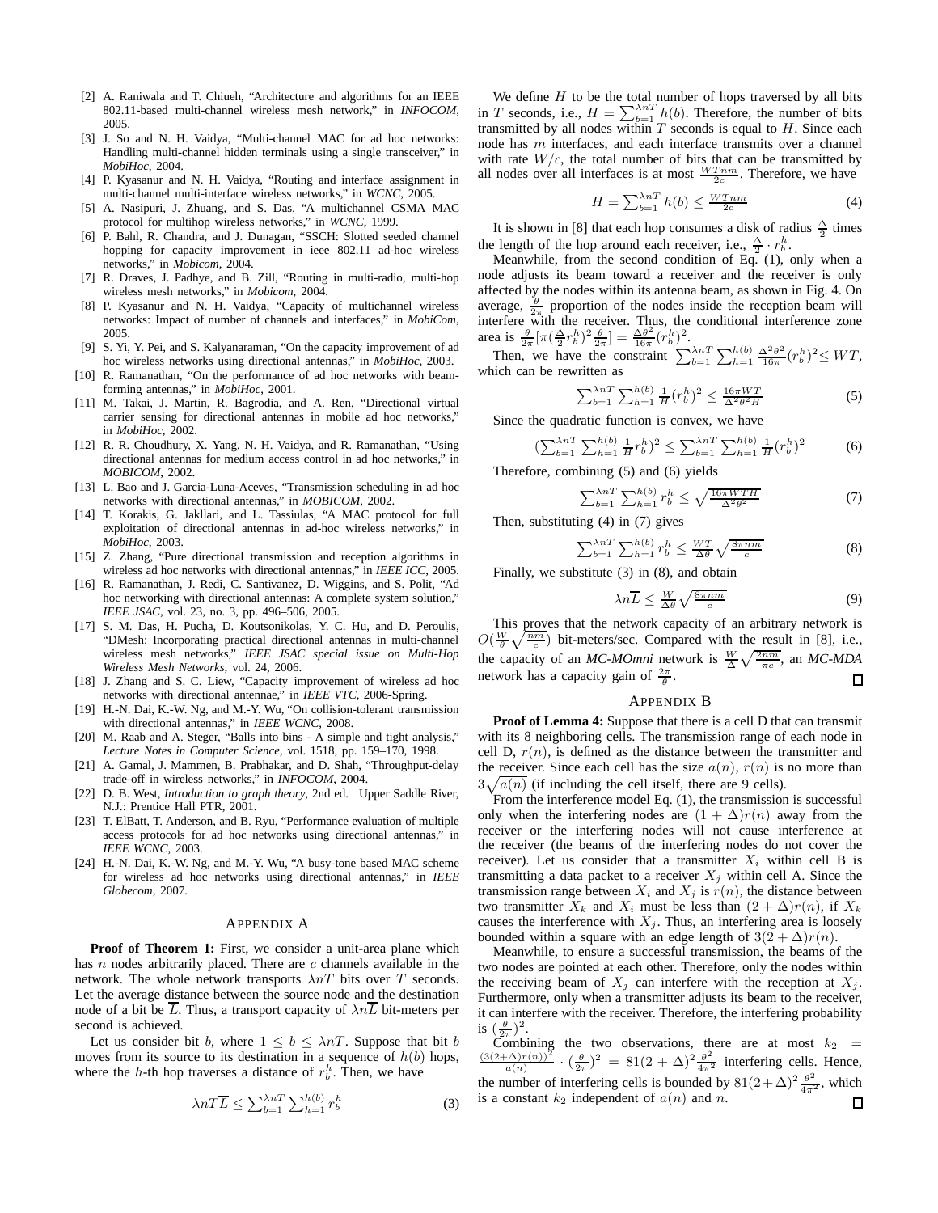[2] A. Raniwala and T. Chiueh, "Architecture and algorithms for an IEEE 802.11-based multi-channel wireless mesh network," in *INFOCOM*, 2005.

[3] J. So and N. H. Vaidya, "Multi-channel MAC for ad hoc networks: Handling multi-channel hidden terminals using a single transceiver," in *MobiHoc*, 2004.

[4] P. Kyasanur and N. H. Vaidya, "Routing and interface assignment in multi-channel multi-interface wireless networks," in *WCNC*, 2005.

[5] A. Nasipuri, J. Zhuang, and S. Das, "A multichannel CSMA MAC protocol for multihop wireless networks," in *WCNC*, 1999.

[6] P. Bahl, R. Chandra, and J. Dunagan, "SSCH: Slotted seeded channel hopping for capacity improvement in ieee 802.11 ad-hoc wireless networks," in *Mobicom*, 2004.

[7] R. Draves, J. Padhye, and B. Zill, "Routing in multi-radio, multi-hop wireless mesh networks," in *Mobicom*, 2004.

[8] P. Kyasanur and N. H. Vaidya, "Capacity of multichannel wireless networks: Impact of number of channels and interfaces," in *MobiCom*, 2005.

[9] S. Yi, Y. Pei, and S. Kalyanaraman, "On the capacity improvement of ad hoc wireless networks using directional antennas," in *MobiHoc*, 2003.

[10] R. Ramanathan, "On the performance of ad hoc networks with beamforming antennas," in *MobiHoc*, 2001.

[11] M. Takai, J. Martin, R. Bagrodia, and A. Ren, "Directional virtual carrier sensing for directional antennas in mobile ad hoc networks," in *MobiHoc*, 2002.

[12] R. R. Choudhury, X. Yang, N. H. Vaidya, and R. Ramanathan, "Using directional antennas for medium access control in ad hoc networks," in *MOBICOM*, 2002.

[13] L. Bao and J. Garcia-Luna-Aceves, "Transmission scheduling in ad hoc networks with directional antennas," in *MOBICOM*, 2002.

[14] T. Korakis, G. Jakllari, and L. Tassiulas, "A MAC protocol for full exploitation of directional antennas in ad-hoc wireless networks," in *MobiHoc*, 2003.

[15] Z. Zhang, "Pure directional transmission and reception algorithms in wireless ad hoc networks with directional antennas," in *IEEE ICC*, 2005.

[16] R. Ramanathan, J. Redi, C. Santivanez, D. Wiggins, and S. Polit, "Ad hoc networking with directional antennas: A complete system solution," *IEEE JSAC*, vol. 23, no. 3, pp. 496–506, 2005.

[17] S. M. Das, H. Pucha, D. Koutsonikolas, Y. C. Hu, and D. Peroulis, "DMesh: Incorporating practical directional antennas in multi-channel wireless mesh networks," *IEEE JSAC special issue on Multi-Hop Wireless Mesh Networks*, vol. 24, 2006.

[18] J. Zhang and S. C. Liew, "Capacity improvement of wireless ad hoc networks with directional antennae," in *IEEE VTC*, 2006-Spring.

[19] H.-N. Dai, K.-W. Ng, and M.-Y. Wu, "On collision-tolerant transmission with directional antennas," in *IEEE WCNC*, 2008.

[20] M. Raab and A. Steger, "Balls into bins - A simple and tight analysis," *Lecture Notes in Computer Science*, vol. 1518, pp. 159–170, 1998.

[21] A. Gamal, J. Mammen, B. Prabhakar, and D. Shah, "Throughput-delay trade-off in wireless networks," in *INFOCOM*, 2004.

[22] D. B. West, *Introduction to graph theory*, 2nd ed. Upper Saddle River, N.J.: Prentice Hall PTR, 2001.

[23] T. ElBatt, T. Anderson, and B. Ryu, "Performance evaluation of multiple access protocols for ad hoc networks using directional antennas," in *IEEE WCNC*, 2003.

[24] H.-N. Dai, K.-W. Ng, and M.-Y. Wu, "A busy-tone based MAC scheme for wireless ad hoc networks using directional antennas," in *IEEE Globecom*, 2007.

## APPENDIX A

**Proof of Theorem 1:** First, we consider a unit-area plane which has $n$ nodes arbitrarily placed. There are $c$ channels available in the network. The whole network transports $\lambda nT$ bits over $T$ seconds. Let the average distance between the source node and the destination node of a bit be $\overline{L}$. Thus, a transport capacity of $\lambda n\overline{L}$ bit-meters per second is achieved.

Let us consider bit $b$, where $1 \leq b \leq \lambda nT$. Suppose that bit $b$ moves from its source to its destination in a sequence of $h(b)$ hops, where the $h$-th hop traverses a distance of $r_b^h$. Then, we have

$$\lambda nT\overline{L} \leq \sum_{b=1}^{\lambda nT} \sum_{h=1}^{h(b)} r_b^h \tag{3}$$

We define $H$ to be the total number of hops traversed by all bits in $T$ seconds, i.e., $H = \sum_{b=1}^{\lambda nT} h(b)$. Therefore, the number of bits transmitted by all nodes within $T$ seconds is equal to $H$. Since each node has $m$ interfaces, and each interface transmits over a channel with rate $W/c$, the total number of bits that can be transmitted by all nodes over all interfaces is at most $\frac{WTnm}{2c}$. Therefore, we have

$$H = \sum_{b=1}^{\lambda nT} h(b) \leq \frac{WTnm}{2c} \tag{4}$$

It is shown in [8] that each hop consumes a disk of radius $\frac{\Delta}{2}$ times the length of the hop around each receiver, i.e., $\frac{\Delta}{2} \cdot r_b^h$.

Meanwhile, from the second condition of Eq. (1), only when a node adjusts its beam toward a receiver and the receiver is only affected by the nodes within its antenna beam, as shown in Fig. 4. On average, $\frac{\theta}{2\pi}$ proportion of the nodes inside the reception beam will interfere with the receiver. Thus, the conditional interference zone area is $\frac{\theta}{2\pi}[\pi(\frac{\Delta}{2}r_b^h)^2\frac{\theta}{2\pi}] = \frac{\Delta\theta^2}{16\pi}(r_b^h)^2$.

Then, we have the constraint $\sum_{b=1}^{\lambda nT}\sum_{h=1}^{h(b)} \frac{\Delta^2\theta^2}{16\pi}(r_b^h)^2 \leq WT$, which can be rewritten as

$$\sum_{b=1}^{\lambda nT}\sum_{h=1}^{h(b)} \frac{1}{H}(r_b^h)^2 \leq \frac{16\pi WT}{\Delta^2\theta^2 H} \tag{5}$$

Since the quadratic function is convex, we have

$$\left(\sum_{b=1}^{\lambda nT}\sum_{h=1}^{h(b)} \frac{1}{H} r_b^h\right)^2 \leq \sum_{b=1}^{\lambda nT}\sum_{h=1}^{h(b)} \frac{1}{H}(r_b^h)^2 \tag{6}$$

Therefore, combining (5) and (6) yields

$$\sum_{b=1}^{\lambda nT}\sum_{h=1}^{h(b)} r_b^h \leq \sqrt{\frac{16\pi WTH}{\Delta^2\theta^2}} \tag{7}$$

Then, substituting (4) in (7) gives

$$\sum_{b=1}^{\lambda nT}\sum_{h=1}^{h(b)} r_b^h \leq \frac{WT}{\Delta\theta}\sqrt{\frac{8\pi nm}{c}} \tag{8}$$

Finally, we substitute (3) in (8), and obtain

$$\lambda n\overline{L} \leq \frac{W}{\Delta\theta}\sqrt{\frac{8\pi nm}{c}} \tag{9}$$

This proves that the network capacity of an arbitrary network is $O(\frac{W}{\theta}\sqrt{\frac{nm}{c}})$ bit-meters/sec. Compared with the result in [8], i.e., the capacity of an *MC-MOmni* network is $\frac{W}{\Delta}\sqrt{\frac{2nm}{\pi c}}$, an *MC-MDA* network has a capacity gain of $\frac{2\pi}{\theta}$. ∎

## APPENDIX B

**Proof of Lemma 4:** Suppose that there is a cell D that can transmit with its 8 neighboring cells. The transmission range of each node in cell D, $r(n)$, is defined as the distance between the transmitter and the receiver. Since each cell has the size $a(n)$, $r(n)$ is no more than $3\sqrt{a(n)}$ (if including the cell itself, there are 9 cells).

From the interference model Eq. (1), the transmission is successful only when the interfering nodes are $(1 + \Delta)r(n)$ away from the receiver or the interfering nodes will not cause interference at the receiver (the beams of the interfering nodes do not cover the receiver). Let us consider that a transmitter $X_i$ within cell B is transmitting a data packet to a receiver $X_j$ within cell A. Since the transmission range between $X_i$ and $X_j$ is $r(n)$, the distance between two transmitter $X_k$ and $X_i$ must be less than $(2 + \Delta)r(n)$, if $X_k$ causes the interference with $X_j$. Thus, an interfering area is loosely bounded within a square with an edge length of $3(2 + \Delta)r(n)$.

Meanwhile, to ensure a successful transmission, the beams of the two nodes are pointed at each other. Therefore, only the nodes within the receiving beam of $X_j$ can interfere with the reception at $X_j$. Furthermore, only when a transmitter adjusts its beam to the receiver, it can interfere with the receiver. Therefore, the interfering probability is $(\frac{\theta}{2\pi})^2$.

Combining the two observations, there are at most $k_2 = \frac{(3(2+\Delta)r(n))^2}{a(n)} \cdot (\frac{\theta}{2\pi})^2 = 81(2 + \Delta)^2\frac{\theta^2}{4\pi^2}$ interfering cells. Hence, the number of interfering cells is bounded by $81(2+\Delta)^2\frac{\theta^2}{4\pi^2}$, which is a constant $k_2$ independent of $a(n)$ and $n$. ∎